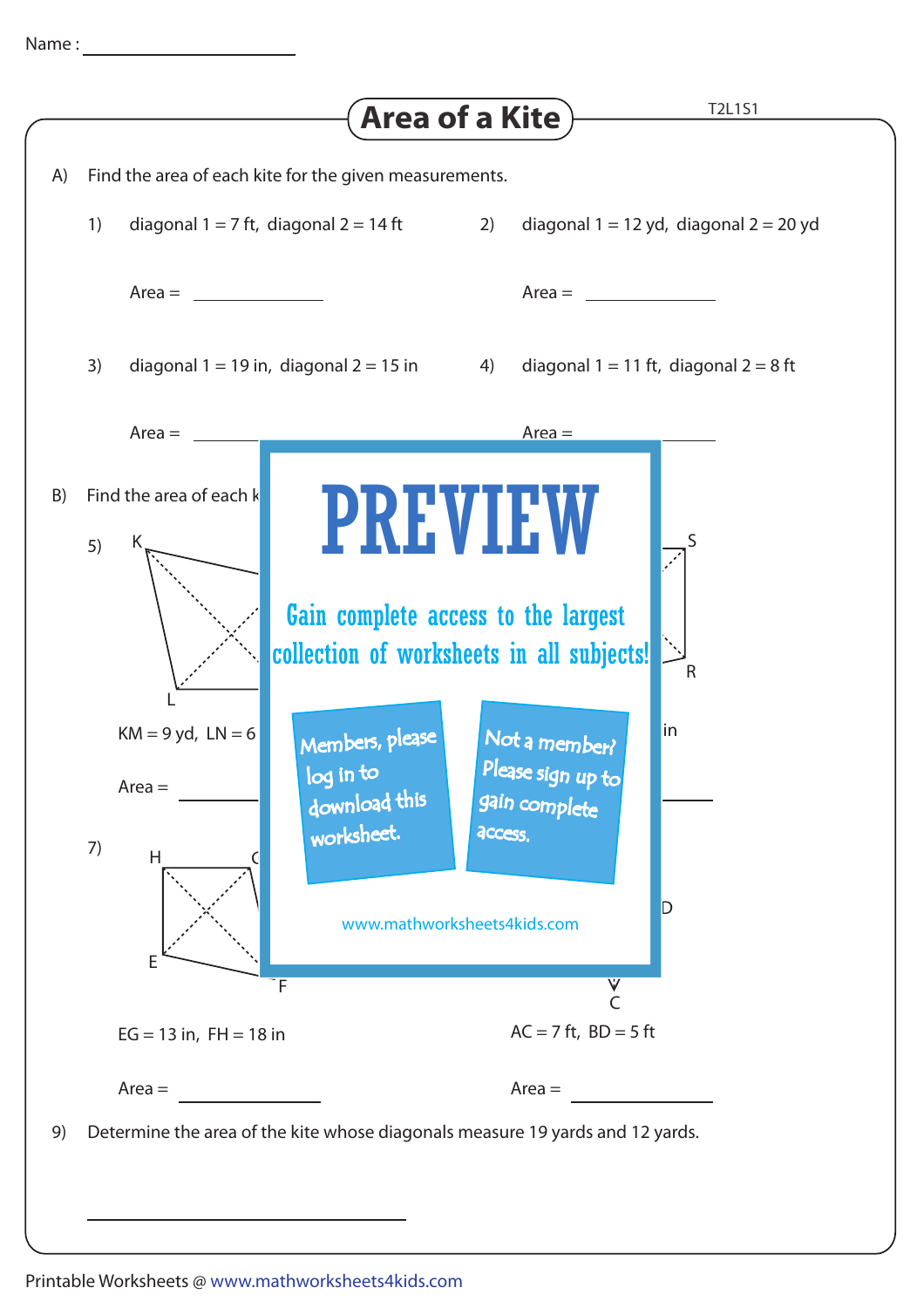Name : ____________________

# Area of a Kite

T2L1S1

A) Find the area of each kite for the given measurements.

1) diagonal 1 = 7 ft, diagonal 2 = 14 ft

Area = ____________

2) diagonal 1 = 12 yd, diagonal 2 = 20 yd

Area = ____________

3) diagonal 1 = 19 in, diagonal 2 = 15 in

Area = ____________

4) diagonal 1 = 11 ft, diagonal 2 = 8 ft

Area = ____________

B) Find the area of each k

5) K, L

KM = 9 yd, LN = 6

Area = ____________

S, R

in

Area = ____________

7) H, C, E, F

EG = 13 in, FH = 18 in

Area = ____________

D, C

AC = 7 ft, BD = 5 ft

Area = ____________

9) Determine the area of the kite whose diagonals measure 19 yards and 12 yards.

____________________

PREVIEW

Gain complete access to the largest collection of worksheets in all subjects!

Members, please log in to download this worksheet.

Not a member? Please sign up to gain complete access.

www.mathworksheets4kids.com

Printable Worksheets @ www.mathworksheets4kids.com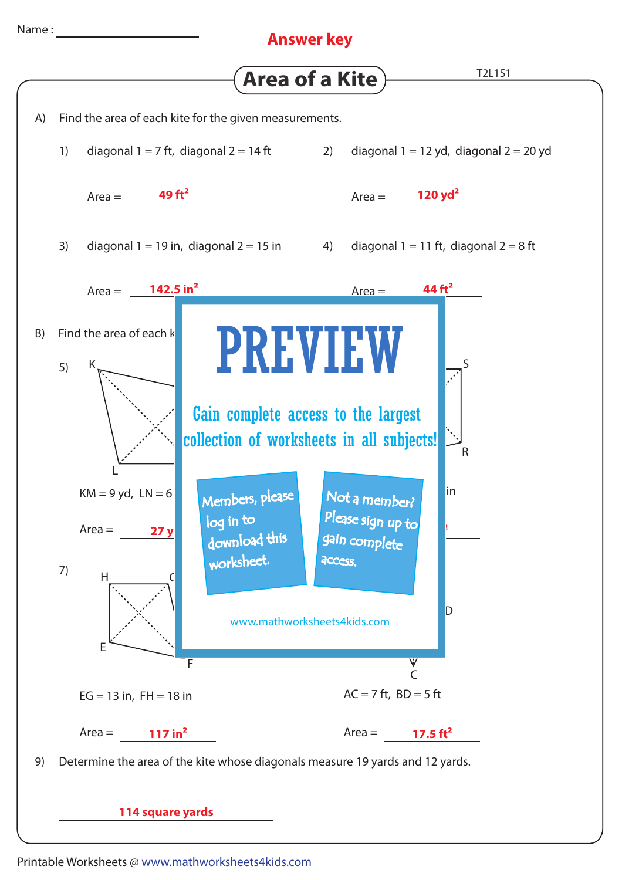Name : ______________________

**Answer key**

# Area of a Kite

T2L1S1

A) Find the area of each kite for the given measurements.

1) diagonal 1 = 7 ft, diagonal 2 = 14 ft

Area = **49 $ft^2$**

2) diagonal 1 = 12 yd, diagonal 2 = 20 yd

Area = **120 $yd^2$**

3) diagonal 1 = 19 in, diagonal 2 = 15 in

Area = **142.5 $in^2$**

4) diagonal 1 = 11 ft, diagonal 2 = 8 ft

Area = **44 $ft^2$**

B) Find the area of each k

5) K

L

KM = 9 yd, LN = 6

Area = **27 y**

S

R

in

7) H

E

F

EG = 13 in, FH = 18 in

Area = **117 $in^2$**

D

C

AC = 7 ft, BD = 5 ft

Area = **17.5 $ft^2$**

9) Determine the area of the kite whose diagonals measure 19 yards and 12 yards.

**114 square yards**

PREVIEW

Gain complete access to the largest collection of worksheets in all subjects!

Members, please log in to download this worksheet.

Not a member? Please sign up to gain complete access.

www.mathworksheets4kids.com

Printable Worksheets @ www.mathworksheets4kids.com